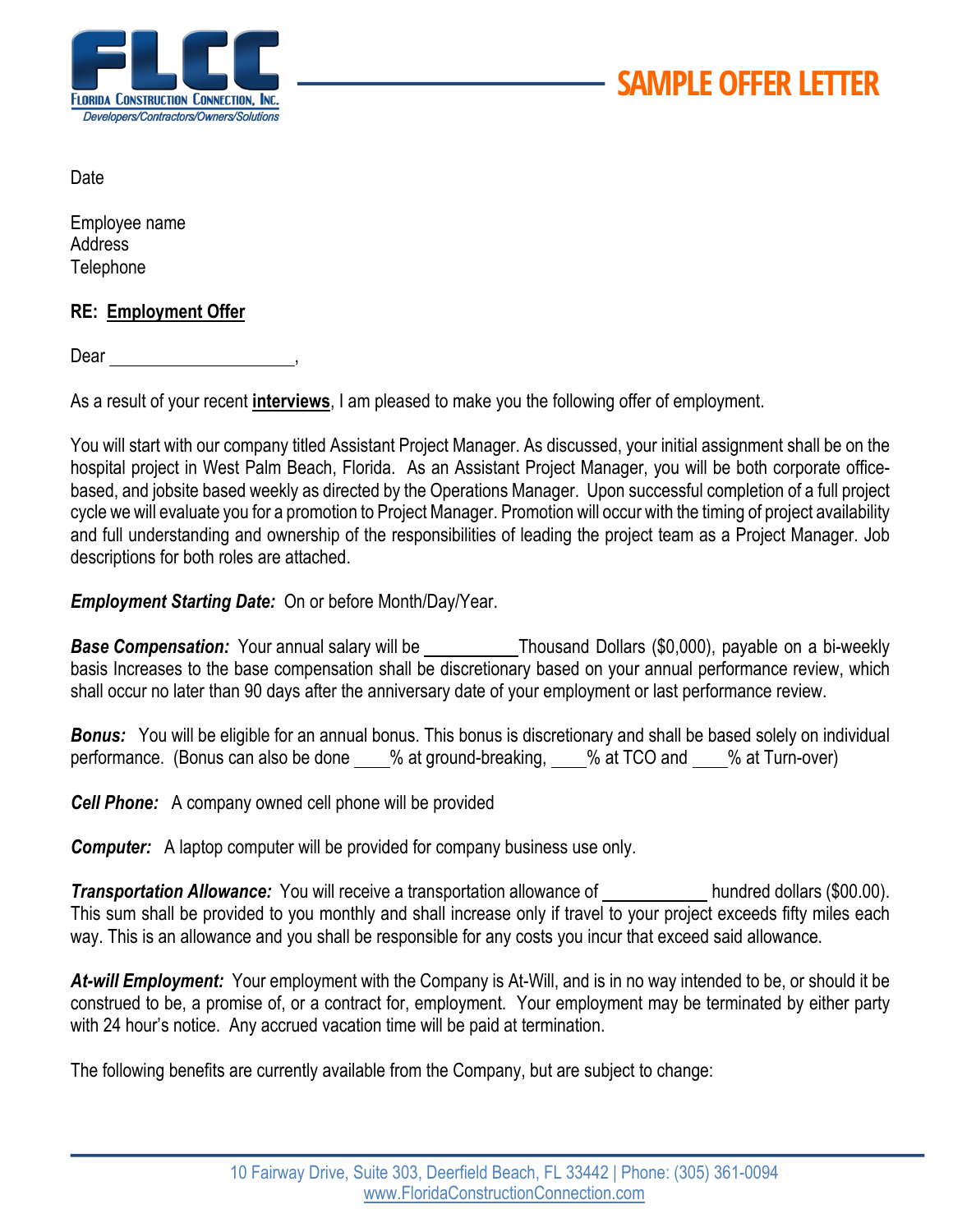FLCC
Florida Construction Connection, Inc.
Developers/Contractors/Owners/Solutions

# SAMPLE OFFER LETTER

Date

Employee name
Address
Telephone

**RE: Employment Offer**

Dear ____________________,

As a result of your recent **interviews**, I am pleased to make you the following offer of employment.

You will start with our company titled Assistant Project Manager. As discussed, your initial assignment shall be on the hospital project in West Palm Beach, Florida. As an Assistant Project Manager, you will be both corporate office-based, and jobsite based weekly as directed by the Operations Manager. Upon successful completion of a full project cycle we will evaluate you for a promotion to Project Manager. Promotion will occur with the timing of project availability and full understanding and ownership of the responsibilities of leading the project team as a Project Manager. Job descriptions for both roles are attached.

***Employment Starting Date:*** On or before Month/Day/Year.

***Base Compensation:*** Your annual salary will be __________Thousand Dollars ($0,000), payable on a bi-weekly basis Increases to the base compensation shall be discretionary based on your annual performance review, which shall occur no later than 90 days after the anniversary date of your employment or last performance review.

***Bonus:*** You will be eligible for an annual bonus. This bonus is discretionary and shall be based solely on individual performance. (Bonus can also be done ____% at ground-breaking, ____% at TCO and ____% at Turn-over)

***Cell Phone:*** A company owned cell phone will be provided

***Computer:*** A laptop computer will be provided for company business use only.

***Transportation Allowance:*** You will receive a transportation allowance of ___________ hundred dollars ($00.00). This sum shall be provided to you monthly and shall increase only if travel to your project exceeds fifty miles each way. This is an allowance and you shall be responsible for any costs you incur that exceed said allowance.

***At-will Employment:*** Your employment with the Company is At-Will, and is in no way intended to be, or should it be construed to be, a promise of, or a contract for, employment. Your employment may be terminated by either party with 24 hour's notice. Any accrued vacation time will be paid at termination.

The following benefits are currently available from the Company, but are subject to change: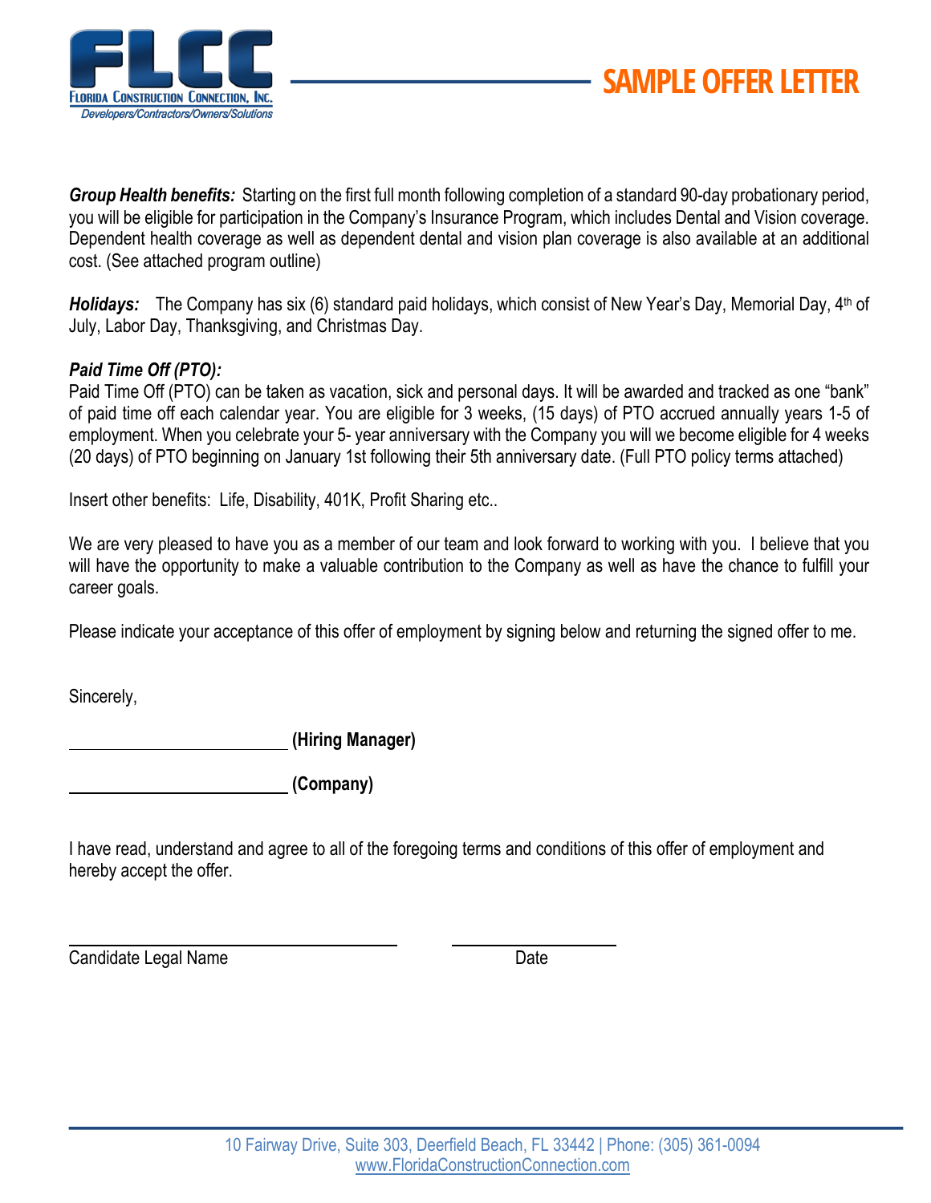**FLCC**
FLORIDA CONSTRUCTION CONNECTION, INC.
*Developers/Contractors/Owners/Solutions*

# SAMPLE OFFER LETTER

***Group Health benefits:*** Starting on the first full month following completion of a standard 90-day probationary period, you will be eligible for participation in the Company's Insurance Program, which includes Dental and Vision coverage. Dependent health coverage as well as dependent dental and vision plan coverage is also available at an additional cost. (See attached program outline)

***Holidays:*** The Company has six (6) standard paid holidays, which consist of New Year's Day, Memorial Day, 4th of July, Labor Day, Thanksgiving, and Christmas Day.

***Paid Time Off (PTO):***
Paid Time Off (PTO) can be taken as vacation, sick and personal days. It will be awarded and tracked as one "bank" of paid time off each calendar year. You are eligible for 3 weeks, (15 days) of PTO accrued annually years 1-5 of employment. When you celebrate your 5- year anniversary with the Company you will we become eligible for 4 weeks (20 days) of PTO beginning on January 1st following their 5th anniversary date. (Full PTO policy terms attached)

Insert other benefits: Life, Disability, 401K, Profit Sharing etc..

We are very pleased to have you as a member of our team and look forward to working with you. I believe that you will have the opportunity to make a valuable contribution to the Company as well as have the chance to fulfill your career goals.

Please indicate your acceptance of this offer of employment by signing below and returning the signed offer to me.

Sincerely,

\_\_\_\_\_\_\_\_\_\_\_\_\_\_\_\_\_\_\_\_\_\_\_\_ **(Hiring Manager)**

\_\_\_\_\_\_\_\_\_\_\_\_\_\_\_\_\_\_\_\_\_\_\_\_ **(Company)**

I have read, understand and agree to all of the foregoing terms and conditions of this offer of employment and hereby accept the offer.

\_\_\_\_\_\_\_\_\_\_\_\_\_\_\_\_\_\_\_\_\_\_\_\_\_\_\_\_\_\_\_\_\_\_\_\_ \_\_\_\_\_\_\_\_\_\_\_\_\_\_\_\_\_\_
Candidate Legal Name Date

10 Fairway Drive, Suite 303, Deerfield Beach, FL 33442 | Phone: (305) 361-0094
www.FloridaConstructionConnection.com